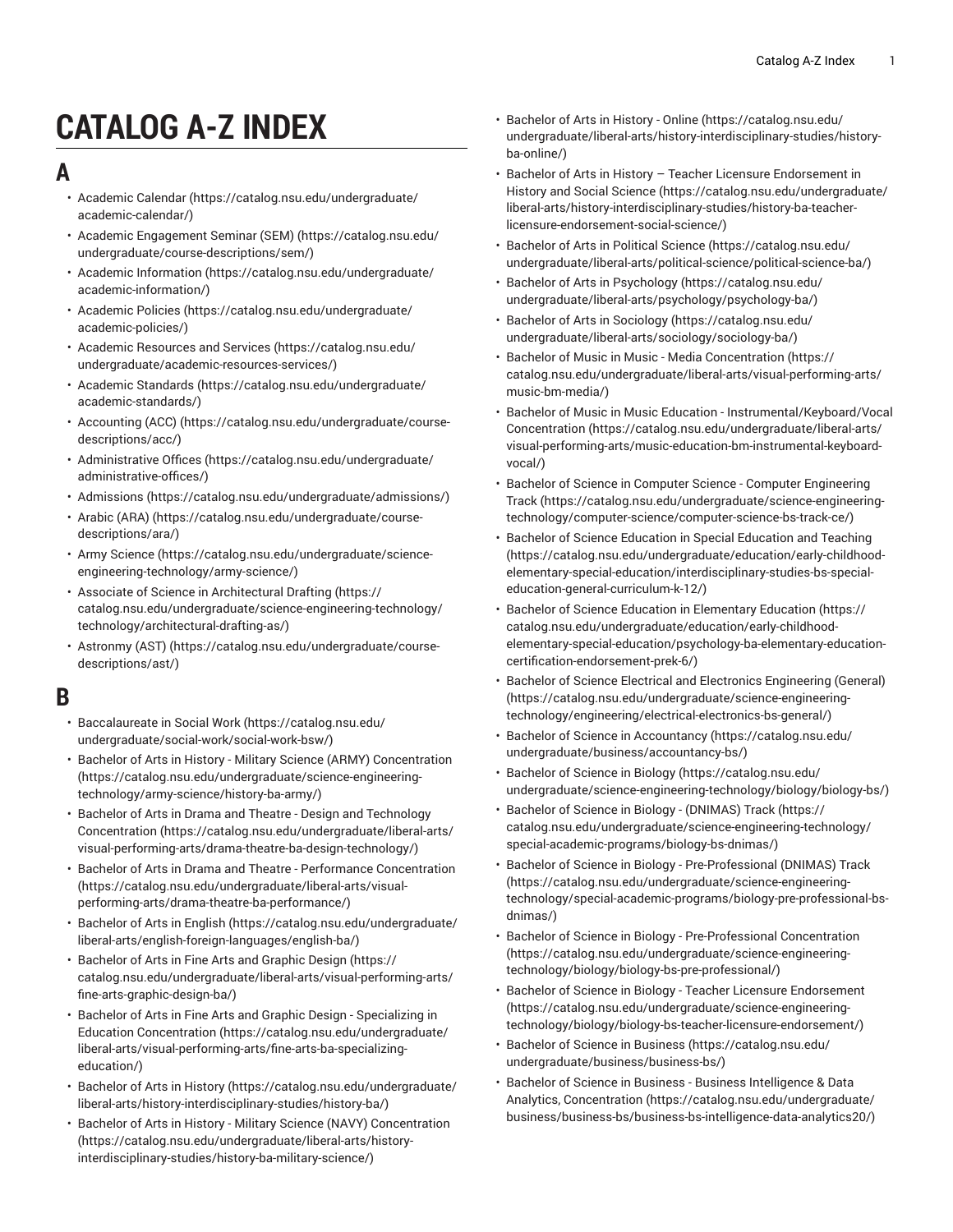# CATALOG A-Z INDEX

## A

- Academic Calendar (https://catalog.nsu.edu/undergraduate/academic-calendar/)
- Academic Engagement Seminar (SEM) (https://catalog.nsu.edu/undergraduate/course-descriptions/sem/)
- Academic Information (https://catalog.nsu.edu/undergraduate/academic-information/)
- Academic Policies (https://catalog.nsu.edu/undergraduate/academic-policies/)
- Academic Resources and Services (https://catalog.nsu.edu/undergraduate/academic-resources-services/)
- Academic Standards (https://catalog.nsu.edu/undergraduate/academic-standards/)
- Accounting (ACC) (https://catalog.nsu.edu/undergraduate/course-descriptions/acc/)
- Administrative Offices (https://catalog.nsu.edu/undergraduate/administrative-offices/)
- Admissions (https://catalog.nsu.edu/undergraduate/admissions/)
- Arabic (ARA) (https://catalog.nsu.edu/undergraduate/course-descriptions/ara/)
- Army Science (https://catalog.nsu.edu/undergraduate/science-engineering-technology/army-science/)
- Associate of Science in Architectural Drafting (https://catalog.nsu.edu/undergraduate/science-engineering-technology/technology/architectural-drafting-as/)
- Astronmy (AST) (https://catalog.nsu.edu/undergraduate/course-descriptions/ast/)

## B

- Baccalaureate in Social Work (https://catalog.nsu.edu/undergraduate/social-work/social-work-bsw/)
- Bachelor of Arts in History - Military Science (ARMY) Concentration (https://catalog.nsu.edu/undergraduate/science-engineering-technology/army-science/history-ba-army/)
- Bachelor of Arts in Drama and Theatre - Design and Technology Concentration (https://catalog.nsu.edu/undergraduate/liberal-arts/visual-performing-arts/drama-theatre-ba-design-technology/)
- Bachelor of Arts in Drama and Theatre - Performance Concentration (https://catalog.nsu.edu/undergraduate/liberal-arts/visual-performing-arts/drama-theatre-ba-performance/)
- Bachelor of Arts in English (https://catalog.nsu.edu/undergraduate/liberal-arts/english-foreign-languages/english-ba/)
- Bachelor of Arts in Fine Arts and Graphic Design (https://catalog.nsu.edu/undergraduate/liberal-arts/visual-performing-arts/fine-arts-graphic-design-ba/)
- Bachelor of Arts in Fine Arts and Graphic Design - Specializing in Education Concentration (https://catalog.nsu.edu/undergraduate/liberal-arts/visual-performing-arts/fine-arts-ba-specializing-education/)
- Bachelor of Arts in History (https://catalog.nsu.edu/undergraduate/liberal-arts/history-interdisciplinary-studies/history-ba/)
- Bachelor of Arts in History - Military Science (NAVY) Concentration (https://catalog.nsu.edu/undergraduate/liberal-arts/history-interdisciplinary-studies/history-ba-military-science/)
- Bachelor of Arts in History - Online (https://catalog.nsu.edu/undergraduate/liberal-arts/history-interdisciplinary-studies/history-ba-online/)
- Bachelor of Arts in History – Teacher Licensure Endorsement in History and Social Science (https://catalog.nsu.edu/undergraduate/liberal-arts/history-interdisciplinary-studies/history-ba-teacher-licensure-endorsement-social-science/)
- Bachelor of Arts in Political Science (https://catalog.nsu.edu/undergraduate/liberal-arts/political-science/political-science-ba/)
- Bachelor of Arts in Psychology (https://catalog.nsu.edu/undergraduate/liberal-arts/psychology/psychology-ba/)
- Bachelor of Arts in Sociology (https://catalog.nsu.edu/undergraduate/liberal-arts/sociology/sociology-ba/)
- Bachelor of Music in Music - Media Concentration (https://catalog.nsu.edu/undergraduate/liberal-arts/visual-performing-arts/music-bm-media/)
- Bachelor of Music in Music Education - Instrumental/Keyboard/Vocal Concentration (https://catalog.nsu.edu/undergraduate/liberal-arts/visual-performing-arts/music-education-bm-instrumental-keyboard-vocal/)
- Bachelor of Science in Computer Science - Computer Engineering Track (https://catalog.nsu.edu/undergraduate/science-engineering-technology/computer-science/computer-science-bs-track-ce/)
- Bachelor of Science Education in Special Education and Teaching (https://catalog.nsu.edu/undergraduate/education/early-childhood-elementary-special-education/interdisciplinary-studies-bs-special-education-general-curriculum-k-12/)
- Bachelor of Science Education in Elementary Education (https://catalog.nsu.edu/undergraduate/education/early-childhood-elementary-special-education/psychology-ba-elementary-education-certification-endorsement-prek-6/)
- Bachelor of Science Electrical and Electronics Engineering (General) (https://catalog.nsu.edu/undergraduate/science-engineering-technology/engineering/electrical-electronics-bs-general/)
- Bachelor of Science in Accountancy (https://catalog.nsu.edu/undergraduate/business/accountancy-bs/)
- Bachelor of Science in Biology (https://catalog.nsu.edu/undergraduate/science-engineering-technology/biology/biology-bs/)
- Bachelor of Science in Biology - (DNIMAS) Track (https://catalog.nsu.edu/undergraduate/science-engineering-technology/special-academic-programs/biology-bs-dnimas/)
- Bachelor of Science in Biology - Pre-Professional (DNIMAS) Track (https://catalog.nsu.edu/undergraduate/science-engineering-technology/special-academic-programs/biology-pre-professional-bs-dnimas/)
- Bachelor of Science in Biology - Pre-Professional Concentration (https://catalog.nsu.edu/undergraduate/science-engineering-technology/biology/biology-bs-pre-professional/)
- Bachelor of Science in Biology - Teacher Licensure Endorsement (https://catalog.nsu.edu/undergraduate/science-engineering-technology/biology/biology-bs-teacher-licensure-endorsement/)
- Bachelor of Science in Business (https://catalog.nsu.edu/undergraduate/business/business-bs/)
- Bachelor of Science in Business - Business Intelligence & Data Analytics, Concentration (https://catalog.nsu.edu/undergraduate/business/business-bs/business-bs-intelligence-data-analytics20/)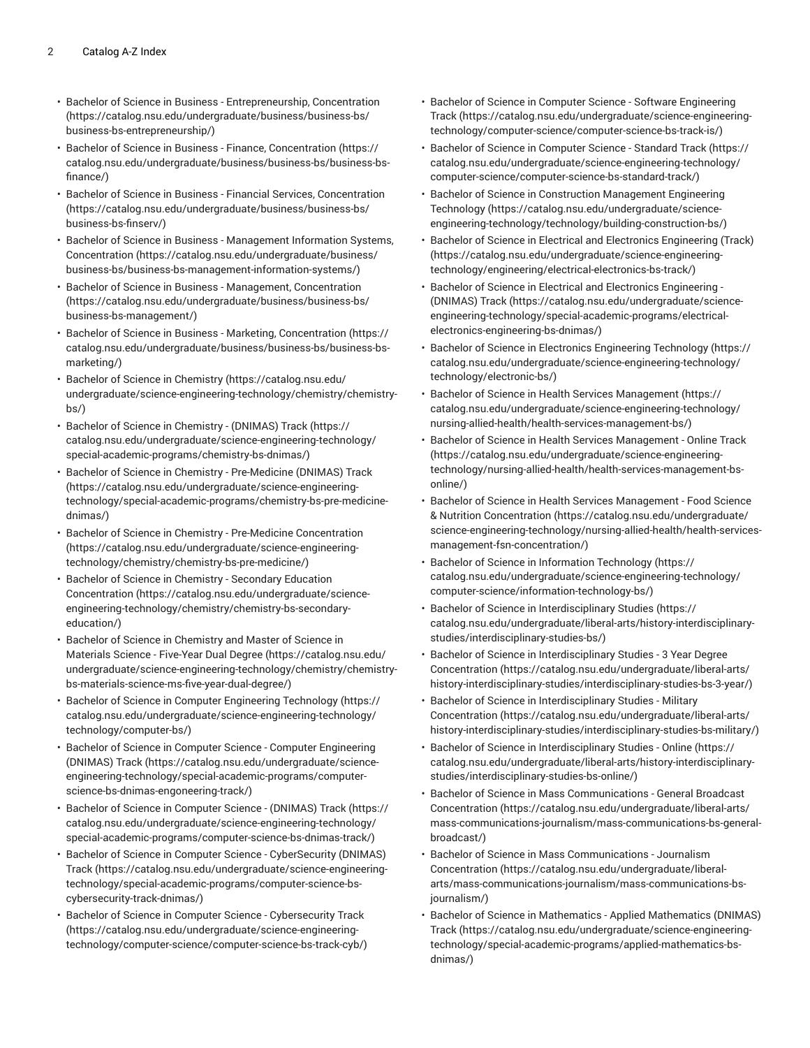- Bachelor of Science in Business - Entrepreneurship, Concentration (https://catalog.nsu.edu/undergraduate/business/business-bs/business-bs-entrepreneurship/)
- Bachelor of Science in Business - Finance, Concentration (https://catalog.nsu.edu/undergraduate/business/business-bs/business-bs-finance/)
- Bachelor of Science in Business - Financial Services, Concentration (https://catalog.nsu.edu/undergraduate/business/business-bs/business-bs-finserv/)
- Bachelor of Science in Business - Management Information Systems, Concentration (https://catalog.nsu.edu/undergraduate/business/business-bs/business-bs-management-information-systems/)
- Bachelor of Science in Business - Management, Concentration (https://catalog.nsu.edu/undergraduate/business/business-bs/business-bs-management/)
- Bachelor of Science in Business - Marketing, Concentration (https://catalog.nsu.edu/undergraduate/business/business-bs/business-bs-marketing/)
- Bachelor of Science in Chemistry (https://catalog.nsu.edu/undergraduate/science-engineering-technology/chemistry/chemistry-bs/)
- Bachelor of Science in Chemistry - (DNIMAS) Track (https://catalog.nsu.edu/undergraduate/science-engineering-technology/special-academic-programs/chemistry-bs-dnimas/)
- Bachelor of Science in Chemistry - Pre-Medicine (DNIMAS) Track (https://catalog.nsu.edu/undergraduate/science-engineering-technology/special-academic-programs/chemistry-bs-pre-medicine-dnimas/)
- Bachelor of Science in Chemistry - Pre-Medicine Concentration (https://catalog.nsu.edu/undergraduate/science-engineering-technology/chemistry/chemistry-bs-pre-medicine/)
- Bachelor of Science in Chemistry - Secondary Education Concentration (https://catalog.nsu.edu/undergraduate/science-engineering-technology/chemistry/chemistry-bs-secondary-education/)
- Bachelor of Science in Chemistry and Master of Science in Materials Science - Five-Year Dual Degree (https://catalog.nsu.edu/undergraduate/science-engineering-technology/chemistry/chemistry-bs-materials-science-ms-five-year-dual-degree/)
- Bachelor of Science in Computer Engineering Technology (https://catalog.nsu.edu/undergraduate/science-engineering-technology/technology/computer-bs/)
- Bachelor of Science in Computer Science - Computer Engineering (DNIMAS) Track (https://catalog.nsu.edu/undergraduate/science-engineering-technology/special-academic-programs/computer-science-bs-dnimas-engoneering-track/)
- Bachelor of Science in Computer Science - (DNIMAS) Track (https://catalog.nsu.edu/undergraduate/science-engineering-technology/special-academic-programs/computer-science-bs-dnimas-track/)
- Bachelor of Science in Computer Science - CyberSecurity (DNIMAS) Track (https://catalog.nsu.edu/undergraduate/science-engineering-technology/special-academic-programs/computer-science-bs-cybersecurity-track-dnimas/)
- Bachelor of Science in Computer Science - Cybersecurity Track (https://catalog.nsu.edu/undergraduate/science-engineering-technology/computer-science/computer-science-bs-track-cyb/)
- Bachelor of Science in Computer Science - Software Engineering Track (https://catalog.nsu.edu/undergraduate/science-engineering-technology/computer-science/computer-science-bs-track-is/)
- Bachelor of Science in Computer Science - Standard Track (https://catalog.nsu.edu/undergraduate/science-engineering-technology/computer-science/computer-science-bs-standard-track/)
- Bachelor of Science in Construction Management Engineering Technology (https://catalog.nsu.edu/undergraduate/science-engineering-technology/technology/building-construction-bs/)
- Bachelor of Science in Electrical and Electronics Engineering (Track) (https://catalog.nsu.edu/undergraduate/science-engineering-technology/engineering/electrical-electronics-bs-track/)
- Bachelor of Science in Electrical and Electronics Engineering - (DNIMAS) Track (https://catalog.nsu.edu/undergraduate/science-engineering-technology/special-academic-programs/electrical-electronics-engineering-bs-dnimas/)
- Bachelor of Science in Electronics Engineering Technology (https://catalog.nsu.edu/undergraduate/science-engineering-technology/technology/electronic-bs/)
- Bachelor of Science in Health Services Management (https://catalog.nsu.edu/undergraduate/science-engineering-technology/nursing-allied-health/health-services-management-bs/)
- Bachelor of Science in Health Services Management - Online Track (https://catalog.nsu.edu/undergraduate/science-engineering-technology/nursing-allied-health/health-services-management-bs-online/)
- Bachelor of Science in Health Services Management - Food Science & Nutrition Concentration (https://catalog.nsu.edu/undergraduate/science-engineering-technology/nursing-allied-health/health-services-management-fsn-concentration/)
- Bachelor of Science in Information Technology (https://catalog.nsu.edu/undergraduate/science-engineering-technology/computer-science/information-technology-bs/)
- Bachelor of Science in Interdisciplinary Studies (https://catalog.nsu.edu/undergraduate/liberal-arts/history-interdisciplinary-studies/interdisciplinary-studies-bs/)
- Bachelor of Science in Interdisciplinary Studies - 3 Year Degree Concentration (https://catalog.nsu.edu/undergraduate/liberal-arts/history-interdisciplinary-studies/interdisciplinary-studies-bs-3-year/)
- Bachelor of Science in Interdisciplinary Studies - Military Concentration (https://catalog.nsu.edu/undergraduate/liberal-arts/history-interdisciplinary-studies/interdisciplinary-studies-bs-military/)
- Bachelor of Science in Interdisciplinary Studies - Online (https://catalog.nsu.edu/undergraduate/liberal-arts/history-interdisciplinary-studies/interdisciplinary-studies-bs-online/)
- Bachelor of Science in Mass Communications - General Broadcast Concentration (https://catalog.nsu.edu/undergraduate/liberal-arts/mass-communications-journalism/mass-communications-bs-general-broadcast/)
- Bachelor of Science in Mass Communications - Journalism Concentration (https://catalog.nsu.edu/undergraduate/liberal-arts/mass-communications-journalism/mass-communications-bs-journalism/)
- Bachelor of Science in Mathematics - Applied Mathematics (DNIMAS) Track (https://catalog.nsu.edu/undergraduate/science-engineering-technology/special-academic-programs/applied-mathematics-bs-dnimas/)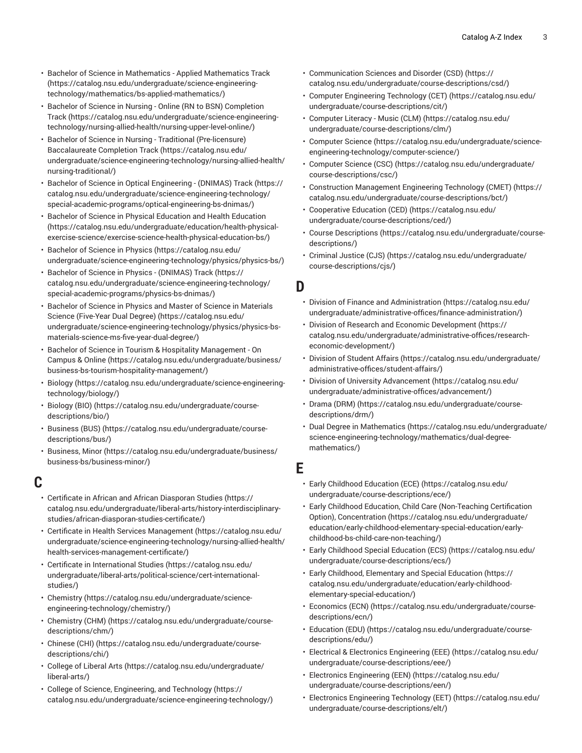- Bachelor of Science in Mathematics - Applied Mathematics Track (https://catalog.nsu.edu/undergraduate/science-engineering-technology/mathematics/bs-applied-mathematics/)
- Bachelor of Science in Nursing - Online (RN to BSN) Completion Track (https://catalog.nsu.edu/undergraduate/science-engineering-technology/nursing-allied-health/nursing-upper-level-online/)
- Bachelor of Science in Nursing - Traditional (Pre-licensure) Baccalaureate Completion Track (https://catalog.nsu.edu/undergraduate/science-engineering-technology/nursing-allied-health/nursing-traditional/)
- Bachelor of Science in Optical Engineering - (DNIMAS) Track (https://catalog.nsu.edu/undergraduate/science-engineering-technology/special-academic-programs/optical-engineering-bs-dnimas/)
- Bachelor of Science in Physical Education and Health Education (https://catalog.nsu.edu/undergraduate/education/health-physical-exercise-science/exercise-science-health-physical-education-bs/)
- Bachelor of Science in Physics (https://catalog.nsu.edu/undergraduate/science-engineering-technology/physics/physics-bs/)
- Bachelor of Science in Physics - (DNIMAS) Track (https://catalog.nsu.edu/undergraduate/science-engineering-technology/special-academic-programs/physics-bs-dnimas/)
- Bachelor of Science in Physics and Master of Science in Materials Science (Five-Year Dual Degree) (https://catalog.nsu.edu/undergraduate/science-engineering-technology/physics/physics-bs-materials-science-ms-five-year-dual-degree/)
- Bachelor of Science in Tourism & Hospitality Management - On Campus & Online (https://catalog.nsu.edu/undergraduate/business/business-bs-tourism-hospitality-management/)
- Biology (https://catalog.nsu.edu/undergraduate/science-engineering-technology/biology/)
- Biology (BIO) (https://catalog.nsu.edu/undergraduate/course-descriptions/bio/)
- Business (BUS) (https://catalog.nsu.edu/undergraduate/course-descriptions/bus/)
- Business, Minor (https://catalog.nsu.edu/undergraduate/business/business-bs/business-minor/)

## C

- Certificate in African and African Diasporan Studies (https://catalog.nsu.edu/undergraduate/liberal-arts/history-interdisciplinary-studies/african-diasporan-studies-certificate/)
- Certificate in Health Services Management (https://catalog.nsu.edu/undergraduate/science-engineering-technology/nursing-allied-health/health-services-management-certificate/)
- Certificate in International Studies (https://catalog.nsu.edu/undergraduate/liberal-arts/political-science/cert-international-studies/)
- Chemistry (https://catalog.nsu.edu/undergraduate/science-engineering-technology/chemistry/)
- Chemistry (CHM) (https://catalog.nsu.edu/undergraduate/course-descriptions/chm/)
- Chinese (CHI) (https://catalog.nsu.edu/undergraduate/course-descriptions/chi/)
- College of Liberal Arts (https://catalog.nsu.edu/undergraduate/liberal-arts/)
- College of Science, Engineering, and Technology (https://catalog.nsu.edu/undergraduate/science-engineering-technology/)
- Communication Sciences and Disorder (CSD) (https://catalog.nsu.edu/undergraduate/course-descriptions/csd/)
- Computer Engineering Technology (CET) (https://catalog.nsu.edu/undergraduate/course-descriptions/cit/)
- Computer Literacy - Music (CLM) (https://catalog.nsu.edu/undergraduate/course-descriptions/clm/)
- Computer Science (https://catalog.nsu.edu/undergraduate/science-engineering-technology/computer-science/)
- Computer Science (CSC) (https://catalog.nsu.edu/undergraduate/course-descriptions/csc/)
- Construction Management Engineering Technology (CMET) (https://catalog.nsu.edu/undergraduate/course-descriptions/bct/)
- Cooperative Education (CED) (https://catalog.nsu.edu/undergraduate/course-descriptions/ced/)
- Course Descriptions (https://catalog.nsu.edu/undergraduate/course-descriptions/)
- Criminal Justice (CJS) (https://catalog.nsu.edu/undergraduate/course-descriptions/cjs/)

## D

- Division of Finance and Administration (https://catalog.nsu.edu/undergraduate/administrative-offices/finance-administration/)
- Division of Research and Economic Development (https://catalog.nsu.edu/undergraduate/administrative-offices/research-economic-development/)
- Division of Student Affairs (https://catalog.nsu.edu/undergraduate/administrative-offices/student-affairs/)
- Division of University Advancement (https://catalog.nsu.edu/undergraduate/administrative-offices/advancement/)
- Drama (DRM) (https://catalog.nsu.edu/undergraduate/course-descriptions/drm/)
- Dual Degree in Mathematics (https://catalog.nsu.edu/undergraduate/science-engineering-technology/mathematics/dual-degree-mathematics/)

## E

- Early Childhood Education (ECE) (https://catalog.nsu.edu/undergraduate/course-descriptions/ece/)
- Early Childhood Education, Child Care (Non-Teaching Certification Option), Concentration (https://catalog.nsu.edu/undergraduate/education/early-childhood-elementary-special-education/early-childhood-bs-child-care-non-teaching/)
- Early Childhood Special Education (ECS) (https://catalog.nsu.edu/undergraduate/course-descriptions/ecs/)
- Early Childhood, Elementary and Special Education (https://catalog.nsu.edu/undergraduate/education/early-childhood-elementary-special-education/)
- Economics (ECN) (https://catalog.nsu.edu/undergraduate/course-descriptions/ecn/)
- Education (EDU) (https://catalog.nsu.edu/undergraduate/course-descriptions/edu/)
- Electrical & Electronics Engineering (EEE) (https://catalog.nsu.edu/undergraduate/course-descriptions/eee/)
- Electronics Engineering (EEN) (https://catalog.nsu.edu/undergraduate/course-descriptions/een/)
- Electronics Engineering Technology (EET) (https://catalog.nsu.edu/undergraduate/course-descriptions/elt/)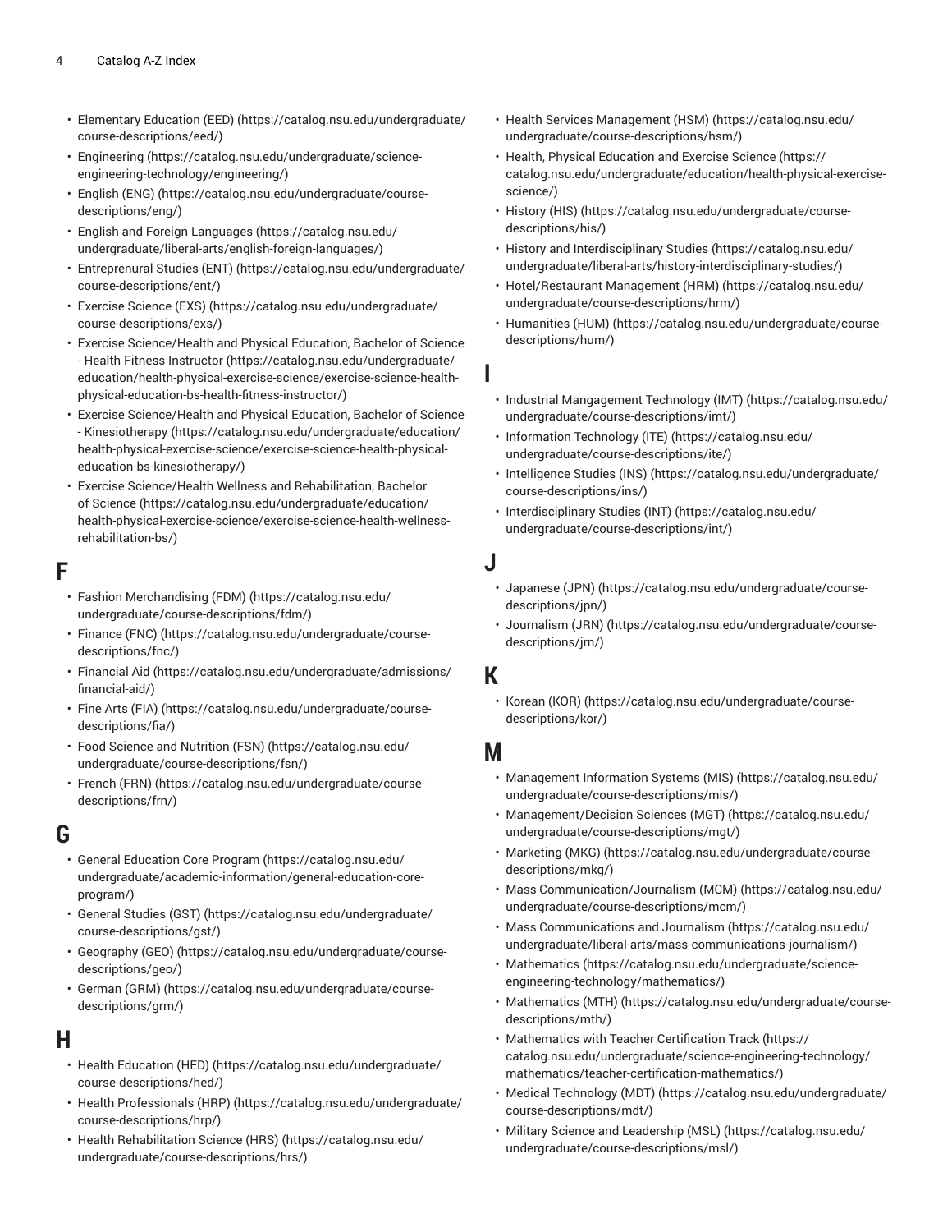- Elementary Education (EED) (https://catalog.nsu.edu/undergraduate/course-descriptions/eed/)
- Engineering (https://catalog.nsu.edu/undergraduate/science-engineering-technology/engineering/)
- English (ENG) (https://catalog.nsu.edu/undergraduate/course-descriptions/eng/)
- English and Foreign Languages (https://catalog.nsu.edu/undergraduate/liberal-arts/english-foreign-languages/)
- Entreprenural Studies (ENT) (https://catalog.nsu.edu/undergraduate/course-descriptions/ent/)
- Exercise Science (EXS) (https://catalog.nsu.edu/undergraduate/course-descriptions/exs/)
- Exercise Science/Health and Physical Education, Bachelor of Science - Health Fitness Instructor (https://catalog.nsu.edu/undergraduate/education/health-physical-exercise-science/exercise-science-health-physical-education-bs-health-fitness-instructor/)
- Exercise Science/Health and Physical Education, Bachelor of Science - Kinesiotherapy (https://catalog.nsu.edu/undergraduate/education/health-physical-exercise-science/exercise-science-health-physical-education-bs-kinesiotherapy/)
- Exercise Science/Health Wellness and Rehabilitation, Bachelor of Science (https://catalog.nsu.edu/undergraduate/education/health-physical-exercise-science/exercise-science-health-wellness-rehabilitation-bs/)

## F

- Fashion Merchandising (FDM) (https://catalog.nsu.edu/undergraduate/course-descriptions/fdm/)
- Finance (FNC) (https://catalog.nsu.edu/undergraduate/course-descriptions/fnc/)
- Financial Aid (https://catalog.nsu.edu/undergraduate/admissions/financial-aid/)
- Fine Arts (FIA) (https://catalog.nsu.edu/undergraduate/course-descriptions/fia/)
- Food Science and Nutrition (FSN) (https://catalog.nsu.edu/undergraduate/course-descriptions/fsn/)
- French (FRN) (https://catalog.nsu.edu/undergraduate/course-descriptions/frn/)

## G

- General Education Core Program (https://catalog.nsu.edu/undergraduate/academic-information/general-education-core-program/)
- General Studies (GST) (https://catalog.nsu.edu/undergraduate/course-descriptions/gst/)
- Geography (GEO) (https://catalog.nsu.edu/undergraduate/course-descriptions/geo/)
- German (GRM) (https://catalog.nsu.edu/undergraduate/course-descriptions/grm/)

## H

- Health Education (HED) (https://catalog.nsu.edu/undergraduate/course-descriptions/hed/)
- Health Professionals (HRP) (https://catalog.nsu.edu/undergraduate/course-descriptions/hrp/)
- Health Rehabilitation Science (HRS) (https://catalog.nsu.edu/undergraduate/course-descriptions/hrs/)
- Health Services Management (HSM) (https://catalog.nsu.edu/undergraduate/course-descriptions/hsm/)
- Health, Physical Education and Exercise Science (https://catalog.nsu.edu/undergraduate/education/health-physical-exercise-science/)
- History (HIS) (https://catalog.nsu.edu/undergraduate/course-descriptions/his/)
- History and Interdisciplinary Studies (https://catalog.nsu.edu/undergraduate/liberal-arts/history-interdisciplinary-studies/)
- Hotel/Restaurant Management (HRM) (https://catalog.nsu.edu/undergraduate/course-descriptions/hrm/)
- Humanities (HUM) (https://catalog.nsu.edu/undergraduate/course-descriptions/hum/)

## I

- Industrial Mangagement Technology (IMT) (https://catalog.nsu.edu/undergraduate/course-descriptions/imt/)
- Information Technology (ITE) (https://catalog.nsu.edu/undergraduate/course-descriptions/ite/)
- Intelligence Studies (INS) (https://catalog.nsu.edu/undergraduate/course-descriptions/ins/)
- Interdisciplinary Studies (INT) (https://catalog.nsu.edu/undergraduate/course-descriptions/int/)

## J

- Japanese (JPN) (https://catalog.nsu.edu/undergraduate/course-descriptions/jpn/)
- Journalism (JRN) (https://catalog.nsu.edu/undergraduate/course-descriptions/jrn/)

## K

- Korean (KOR) (https://catalog.nsu.edu/undergraduate/course-descriptions/kor/)

## M

- Management Information Systems (MIS) (https://catalog.nsu.edu/undergraduate/course-descriptions/mis/)
- Management/Decision Sciences (MGT) (https://catalog.nsu.edu/undergraduate/course-descriptions/mgt/)
- Marketing (MKG) (https://catalog.nsu.edu/undergraduate/course-descriptions/mkg/)
- Mass Communication/Journalism (MCM) (https://catalog.nsu.edu/undergraduate/course-descriptions/mcm/)
- Mass Communications and Journalism (https://catalog.nsu.edu/undergraduate/liberal-arts/mass-communications-journalism/)
- Mathematics (https://catalog.nsu.edu/undergraduate/science-engineering-technology/mathematics/)
- Mathematics (MTH) (https://catalog.nsu.edu/undergraduate/course-descriptions/mth/)
- Mathematics with Teacher Certification Track (https://catalog.nsu.edu/undergraduate/science-engineering-technology/mathematics/teacher-certification-mathematics/)
- Medical Technology (MDT) (https://catalog.nsu.edu/undergraduate/course-descriptions/mdt/)
- Military Science and Leadership (MSL) (https://catalog.nsu.edu/undergraduate/course-descriptions/msl/)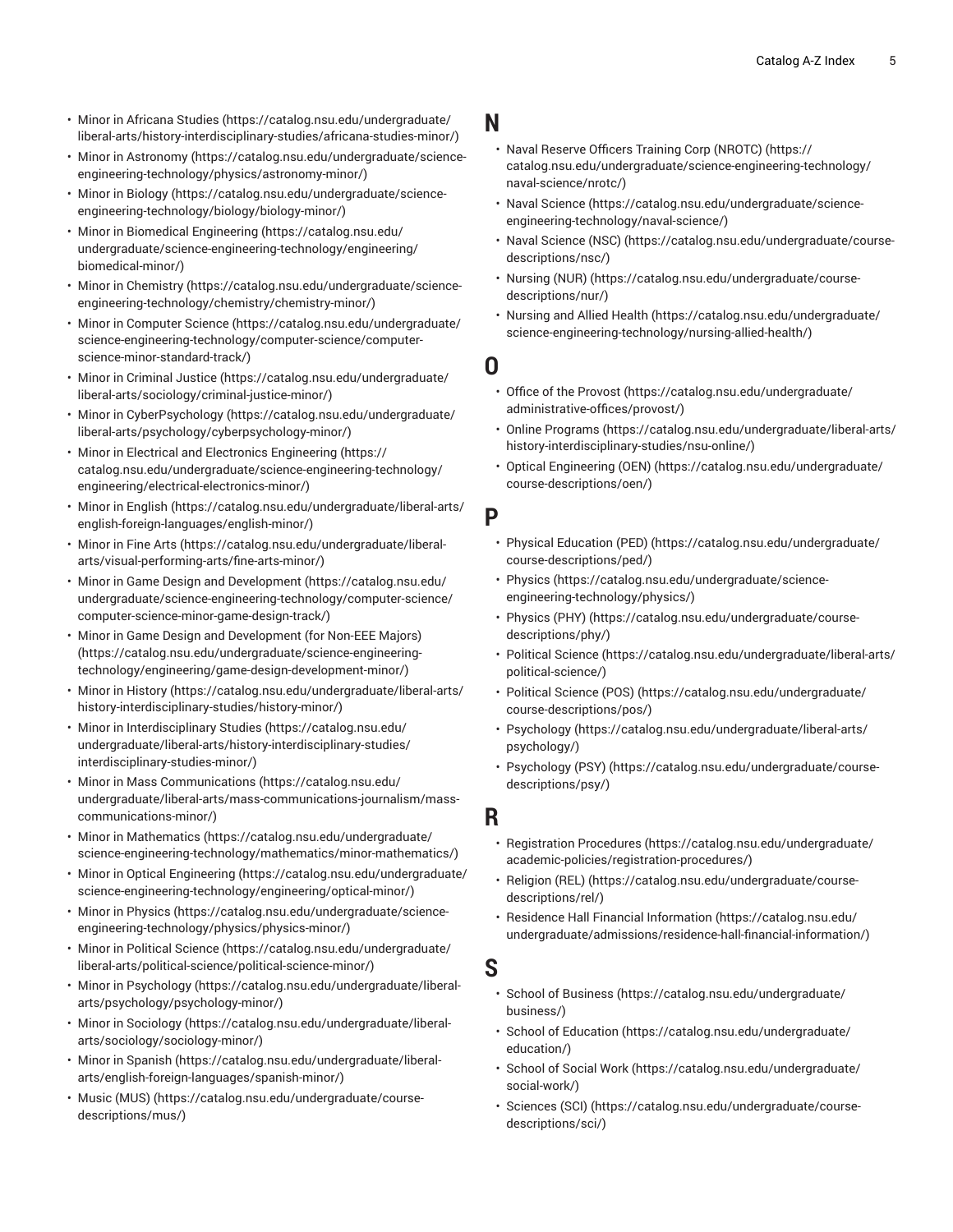- Minor in Africana Studies (https://catalog.nsu.edu/undergraduate/liberal-arts/history-interdisciplinary-studies/africana-studies-minor/)
- Minor in Astronomy (https://catalog.nsu.edu/undergraduate/science-engineering-technology/physics/astronomy-minor/)
- Minor in Biology (https://catalog.nsu.edu/undergraduate/science-engineering-technology/biology/biology-minor/)
- Minor in Biomedical Engineering (https://catalog.nsu.edu/undergraduate/science-engineering-technology/engineering/biomedical-minor/)
- Minor in Chemistry (https://catalog.nsu.edu/undergraduate/science-engineering-technology/chemistry/chemistry-minor/)
- Minor in Computer Science (https://catalog.nsu.edu/undergraduate/science-engineering-technology/computer-science/computer-science-minor-standard-track/)
- Minor in Criminal Justice (https://catalog.nsu.edu/undergraduate/liberal-arts/sociology/criminal-justice-minor/)
- Minor in CyberPsychology (https://catalog.nsu.edu/undergraduate/liberal-arts/psychology/cyberpsychology-minor/)
- Minor in Electrical and Electronics Engineering (https://catalog.nsu.edu/undergraduate/science-engineering-technology/engineering/electrical-electronics-minor/)
- Minor in English (https://catalog.nsu.edu/undergraduate/liberal-arts/english-foreign-languages/english-minor/)
- Minor in Fine Arts (https://catalog.nsu.edu/undergraduate/liberal-arts/visual-performing-arts/fine-arts-minor/)
- Minor in Game Design and Development (https://catalog.nsu.edu/undergraduate/science-engineering-technology/computer-science/computer-science-minor-game-design-track/)
- Minor in Game Design and Development (for Non-EEE Majors) (https://catalog.nsu.edu/undergraduate/science-engineering-technology/engineering/game-design-development-minor/)
- Minor in History (https://catalog.nsu.edu/undergraduate/liberal-arts/history-interdisciplinary-studies/history-minor/)
- Minor in Interdisciplinary Studies (https://catalog.nsu.edu/undergraduate/liberal-arts/history-interdisciplinary-studies/interdisciplinary-studies-minor/)
- Minor in Mass Communications (https://catalog.nsu.edu/undergraduate/liberal-arts/mass-communications-journalism/mass-communications-minor/)
- Minor in Mathematics (https://catalog.nsu.edu/undergraduate/science-engineering-technology/mathematics/minor-mathematics/)
- Minor in Optical Engineering (https://catalog.nsu.edu/undergraduate/science-engineering-technology/engineering/optical-minor/)
- Minor in Physics (https://catalog.nsu.edu/undergraduate/science-engineering-technology/physics/physics-minor/)
- Minor in Political Science (https://catalog.nsu.edu/undergraduate/liberal-arts/political-science/political-science-minor/)
- Minor in Psychology (https://catalog.nsu.edu/undergraduate/liberal-arts/psychology/psychology-minor/)
- Minor in Sociology (https://catalog.nsu.edu/undergraduate/liberal-arts/sociology/sociology-minor/)
- Minor in Spanish (https://catalog.nsu.edu/undergraduate/liberal-arts/english-foreign-languages/spanish-minor/)
- Music (MUS) (https://catalog.nsu.edu/undergraduate/course-descriptions/mus/)

## N

- Naval Reserve Officers Training Corp (NROTC) (https://catalog.nsu.edu/undergraduate/science-engineering-technology/naval-science/nrotc/)
- Naval Science (https://catalog.nsu.edu/undergraduate/science-engineering-technology/naval-science/)
- Naval Science (NSC) (https://catalog.nsu.edu/undergraduate/course-descriptions/nsc/)
- Nursing (NUR) (https://catalog.nsu.edu/undergraduate/course-descriptions/nur/)
- Nursing and Allied Health (https://catalog.nsu.edu/undergraduate/science-engineering-technology/nursing-allied-health/)

## O

- Office of the Provost (https://catalog.nsu.edu/undergraduate/administrative-offices/provost/)
- Online Programs (https://catalog.nsu.edu/undergraduate/liberal-arts/history-interdisciplinary-studies/nsu-online/)
- Optical Engineering (OEN) (https://catalog.nsu.edu/undergraduate/course-descriptions/oen/)

## P

- Physical Education (PED) (https://catalog.nsu.edu/undergraduate/course-descriptions/ped/)
- Physics (https://catalog.nsu.edu/undergraduate/science-engineering-technology/physics/)
- Physics (PHY) (https://catalog.nsu.edu/undergraduate/course-descriptions/phy/)
- Political Science (https://catalog.nsu.edu/undergraduate/liberal-arts/political-science/)
- Political Science (POS) (https://catalog.nsu.edu/undergraduate/course-descriptions/pos/)
- Psychology (https://catalog.nsu.edu/undergraduate/liberal-arts/psychology/)
- Psychology (PSY) (https://catalog.nsu.edu/undergraduate/course-descriptions/psy/)

## R

- Registration Procedures (https://catalog.nsu.edu/undergraduate/academic-policies/registration-procedures/)
- Religion (REL) (https://catalog.nsu.edu/undergraduate/course-descriptions/rel/)
- Residence Hall Financial Information (https://catalog.nsu.edu/undergraduate/admissions/residence-hall-financial-information/)

## S

- School of Business (https://catalog.nsu.edu/undergraduate/business/)
- School of Education (https://catalog.nsu.edu/undergraduate/education/)
- School of Social Work (https://catalog.nsu.edu/undergraduate/social-work/)
- Sciences (SCI) (https://catalog.nsu.edu/undergraduate/course-descriptions/sci/)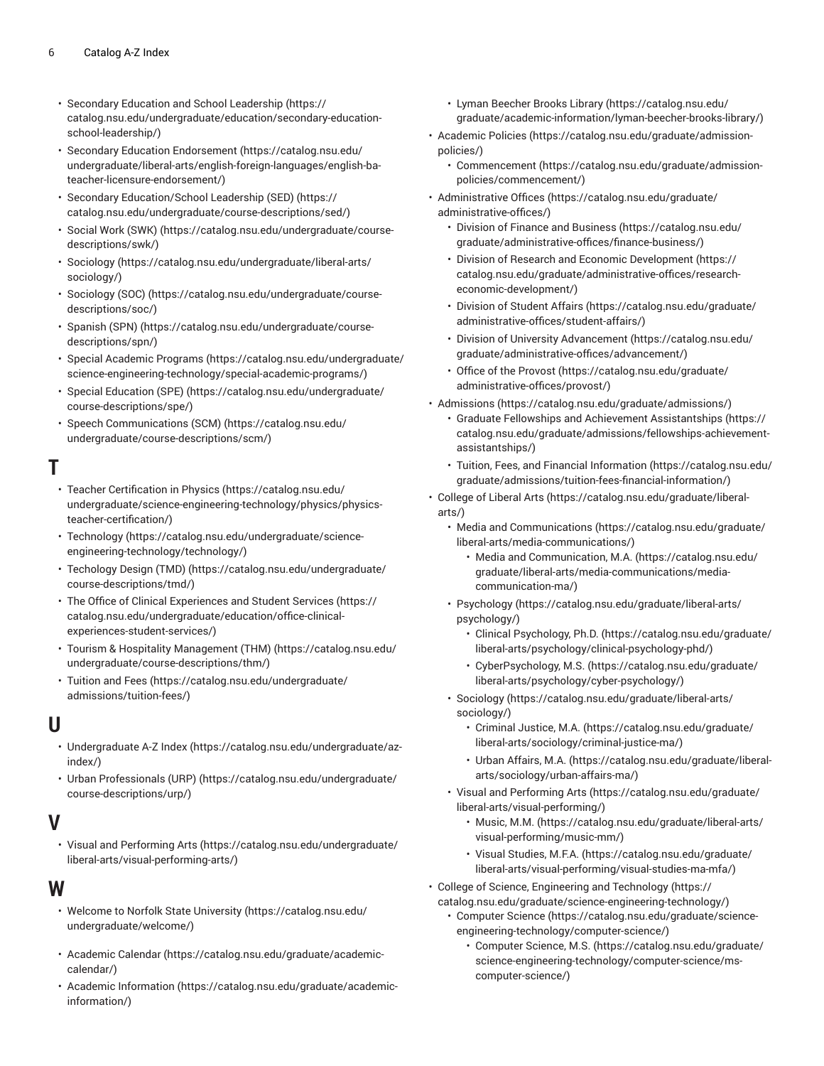- Secondary Education and School Leadership (https://catalog.nsu.edu/undergraduate/education/secondary-education-school-leadership/)
- Secondary Education Endorsement (https://catalog.nsu.edu/undergraduate/liberal-arts/english-foreign-languages/english-ba-teacher-licensure-endorsement/)
- Secondary Education/School Leadership (SED) (https://catalog.nsu.edu/undergraduate/course-descriptions/sed/)
- Social Work (SWK) (https://catalog.nsu.edu/undergraduate/course-descriptions/swk/)
- Sociology (https://catalog.nsu.edu/undergraduate/liberal-arts/sociology/)
- Sociology (SOC) (https://catalog.nsu.edu/undergraduate/course-descriptions/soc/)
- Spanish (SPN) (https://catalog.nsu.edu/undergraduate/course-descriptions/spn/)
- Special Academic Programs (https://catalog.nsu.edu/undergraduate/science-engineering-technology/special-academic-programs/)
- Special Education (SPE) (https://catalog.nsu.edu/undergraduate/course-descriptions/spe/)
- Speech Communications (SCM) (https://catalog.nsu.edu/undergraduate/course-descriptions/scm/)

## T

- Teacher Certification in Physics (https://catalog.nsu.edu/undergraduate/science-engineering-technology/physics/physics-teacher-certification/)
- Technology (https://catalog.nsu.edu/undergraduate/science-engineering-technology/technology/)
- Techology Design (TMD) (https://catalog.nsu.edu/undergraduate/course-descriptions/tmd/)
- The Office of Clinical Experiences and Student Services (https://catalog.nsu.edu/undergraduate/education/office-clinical-experiences-student-services/)
- Tourism & Hospitality Management (THM) (https://catalog.nsu.edu/undergraduate/course-descriptions/thm/)
- Tuition and Fees (https://catalog.nsu.edu/undergraduate/admissions/tuition-fees/)

## U

- Undergraduate A-Z Index (https://catalog.nsu.edu/undergraduate/az-index/)
- Urban Professionals (URP) (https://catalog.nsu.edu/undergraduate/course-descriptions/urp/)

## V

- Visual and Performing Arts (https://catalog.nsu.edu/undergraduate/liberal-arts/visual-performing-arts/)

## W

- Welcome to Norfolk State University (https://catalog.nsu.edu/undergraduate/welcome/)

- Academic Calendar (https://catalog.nsu.edu/graduate/academic-calendar/)
- Academic Information (https://catalog.nsu.edu/graduate/academic-information/)
  - Lyman Beecher Brooks Library (https://catalog.nsu.edu/graduate/academic-information/lyman-beecher-brooks-library/)
- Academic Policies (https://catalog.nsu.edu/graduate/admission-policies/)
  - Commencement (https://catalog.nsu.edu/graduate/admission-policies/commencement/)
- Administrative Offices (https://catalog.nsu.edu/graduate/administrative-offices/)
  - Division of Finance and Business (https://catalog.nsu.edu/graduate/administrative-offices/finance-business/)
  - Division of Research and Economic Development (https://catalog.nsu.edu/graduate/administrative-offices/research-economic-development/)
  - Division of Student Affairs (https://catalog.nsu.edu/graduate/administrative-offices/student-affairs/)
  - Division of University Advancement (https://catalog.nsu.edu/graduate/administrative-offices/advancement/)
  - Office of the Provost (https://catalog.nsu.edu/graduate/administrative-offices/provost/)
- Admissions (https://catalog.nsu.edu/graduate/admissions/)
  - Graduate Fellowships and Achievement Assistantships (https://catalog.nsu.edu/graduate/admissions/fellowships-achievement-assistantships/)
  - Tuition, Fees, and Financial Information (https://catalog.nsu.edu/graduate/admissions/tuition-fees-financial-information/)
- College of Liberal Arts (https://catalog.nsu.edu/graduate/liberal-arts/)
  - Media and Communications (https://catalog.nsu.edu/graduate/liberal-arts/media-communications/)
    - Media and Communication, M.A. (https://catalog.nsu.edu/graduate/liberal-arts/media-communications/media-communication-ma/)
  - Psychology (https://catalog.nsu.edu/graduate/liberal-arts/psychology/)
    - Clinical Psychology, Ph.D. (https://catalog.nsu.edu/graduate/liberal-arts/psychology/clinical-psychology-phd/)
    - CyberPsychology, M.S. (https://catalog.nsu.edu/graduate/liberal-arts/psychology/cyber-psychology/)
  - Sociology (https://catalog.nsu.edu/graduate/liberal-arts/sociology/)
    - Criminal Justice, M.A. (https://catalog.nsu.edu/graduate/liberal-arts/sociology/criminal-justice-ma/)
    - Urban Affairs, M.A. (https://catalog.nsu.edu/graduate/liberal-arts/sociology/urban-affairs-ma/)
  - Visual and Performing Arts (https://catalog.nsu.edu/graduate/liberal-arts/visual-performing/)
    - Music, M.M. (https://catalog.nsu.edu/graduate/liberal-arts/visual-performing/music-mm/)
    - Visual Studies, M.F.A. (https://catalog.nsu.edu/graduate/liberal-arts/visual-performing/visual-studies-ma-mfa/)
- College of Science, Engineering and Technology (https://catalog.nsu.edu/graduate/science-engineering-technology/)
  - Computer Science (https://catalog.nsu.edu/graduate/science-engineering-technology/computer-science/)
    - Computer Science, M.S. (https://catalog.nsu.edu/graduate/science-engineering-technology/computer-science/ms-computer-science/)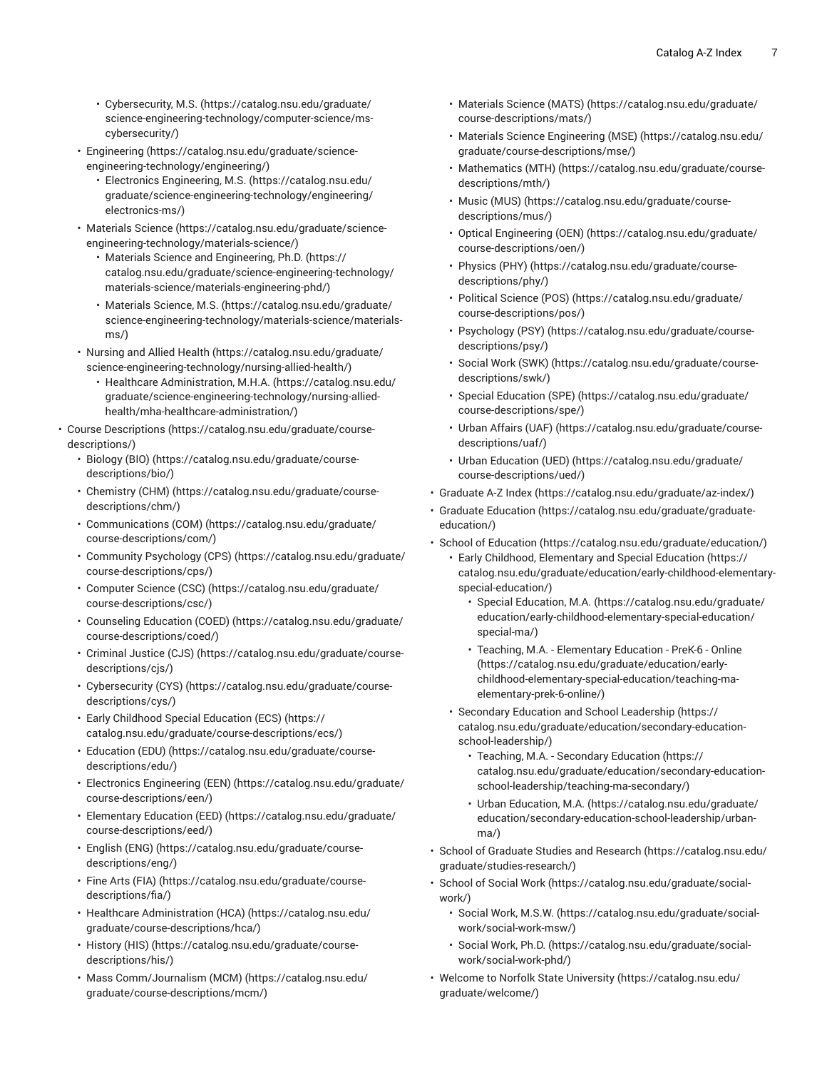- Cybersecurity, M.S. (https://catalog.nsu.edu/graduate/science-engineering-technology/computer-science/ms-cybersecurity/)
    - Engineering (https://catalog.nsu.edu/graduate/science-engineering-technology/engineering/)
      - Electronics Engineering, M.S. (https://catalog.nsu.edu/graduate/science-engineering-technology/engineering/electronics-ms/)
    - Materials Science (https://catalog.nsu.edu/graduate/science-engineering-technology/materials-science/)
      - Materials Science and Engineering, Ph.D. (https://catalog.nsu.edu/graduate/science-engineering-technology/materials-science/materials-engineering-phd/)
      - Materials Science, M.S. (https://catalog.nsu.edu/graduate/science-engineering-technology/materials-science/materials-ms/)
    - Nursing and Allied Health (https://catalog.nsu.edu/graduate/science-engineering-technology/nursing-allied-health/)
      - Healthcare Administration, M.H.A. (https://catalog.nsu.edu/graduate/science-engineering-technology/nursing-allied-health/mha-healthcare-administration/)
- Course Descriptions (https://catalog.nsu.edu/graduate/course-descriptions/)
    - Biology (BIO) (https://catalog.nsu.edu/graduate/course-descriptions/bio/)
    - Chemistry (CHM) (https://catalog.nsu.edu/graduate/course-descriptions/chm/)
    - Communications (COM) (https://catalog.nsu.edu/graduate/course-descriptions/com/)
    - Community Psychology (CPS) (https://catalog.nsu.edu/graduate/course-descriptions/cps/)
    - Computer Science (CSC) (https://catalog.nsu.edu/graduate/course-descriptions/csc/)
    - Counseling Education (COED) (https://catalog.nsu.edu/graduate/course-descriptions/coed/)
    - Criminal Justice (CJS) (https://catalog.nsu.edu/graduate/course-descriptions/cjs/)
    - Cybersecurity (CYS) (https://catalog.nsu.edu/graduate/course-descriptions/cys/)
    - Early Childhood Special Education (ECS) (https://catalog.nsu.edu/graduate/course-descriptions/ecs/)
    - Education (EDU) (https://catalog.nsu.edu/graduate/course-descriptions/edu/)
    - Electronics Engineering (EEN) (https://catalog.nsu.edu/graduate/course-descriptions/een/)
    - Elementary Education (EED) (https://catalog.nsu.edu/graduate/course-descriptions/eed/)
    - English (ENG) (https://catalog.nsu.edu/graduate/course-descriptions/eng/)
    - Fine Arts (FIA) (https://catalog.nsu.edu/graduate/course-descriptions/fia/)
    - Healthcare Administration (HCA) (https://catalog.nsu.edu/graduate/course-descriptions/hca/)
    - History (HIS) (https://catalog.nsu.edu/graduate/course-descriptions/his/)
    - Mass Comm/Journalism (MCM) (https://catalog.nsu.edu/graduate/course-descriptions/mcm/)
    - Materials Science (MATS) (https://catalog.nsu.edu/graduate/course-descriptions/mats/)
    - Materials Science Engineering (MSE) (https://catalog.nsu.edu/graduate/course-descriptions/mse/)
    - Mathematics (MTH) (https://catalog.nsu.edu/graduate/course-descriptions/mth/)
    - Music (MUS) (https://catalog.nsu.edu/graduate/course-descriptions/mus/)
    - Optical Engineering (OEN) (https://catalog.nsu.edu/graduate/course-descriptions/oen/)
    - Physics (PHY) (https://catalog.nsu.edu/graduate/course-descriptions/phy/)
    - Political Science (POS) (https://catalog.nsu.edu/graduate/course-descriptions/pos/)
    - Psychology (PSY) (https://catalog.nsu.edu/graduate/course-descriptions/psy/)
    - Social Work (SWK) (https://catalog.nsu.edu/graduate/course-descriptions/swk/)
    - Special Education (SPE) (https://catalog.nsu.edu/graduate/course-descriptions/spe/)
    - Urban Affairs (UAF) (https://catalog.nsu.edu/graduate/course-descriptions/uaf/)
    - Urban Education (UED) (https://catalog.nsu.edu/graduate/course-descriptions/ued/)
- Graduate A-Z Index (https://catalog.nsu.edu/graduate/az-index/)
- Graduate Education (https://catalog.nsu.edu/graduate/graduate-education/)
- School of Education (https://catalog.nsu.edu/graduate/education/)
    - Early Childhood, Elementary and Special Education (https://catalog.nsu.edu/graduate/education/early-childhood-elementary-special-education/)
      - Special Education, M.A. (https://catalog.nsu.edu/graduate/education/early-childhood-elementary-special-education/special-ma/)
      - Teaching, M.A. - Elementary Education - PreK-6 - Online (https://catalog.nsu.edu/graduate/education/early-childhood-elementary-special-education/teaching-ma-elementary-prek-6-online/)
    - Secondary Education and School Leadership (https://catalog.nsu.edu/graduate/education/secondary-education-school-leadership/)
      - Teaching, M.A. - Secondary Education (https://catalog.nsu.edu/graduate/education/secondary-education-school-leadership/teaching-ma-secondary/)
      - Urban Education, M.A. (https://catalog.nsu.edu/graduate/education/secondary-education-school-leadership/urban-ma/)
- School of Graduate Studies and Research (https://catalog.nsu.edu/graduate/studies-research/)
- School of Social Work (https://catalog.nsu.edu/graduate/social-work/)
    - Social Work, M.S.W. (https://catalog.nsu.edu/graduate/social-work/social-work-msw/)
    - Social Work, Ph.D. (https://catalog.nsu.edu/graduate/social-work/social-work-phd/)
- Welcome to Norfolk State University (https://catalog.nsu.edu/graduate/welcome/)